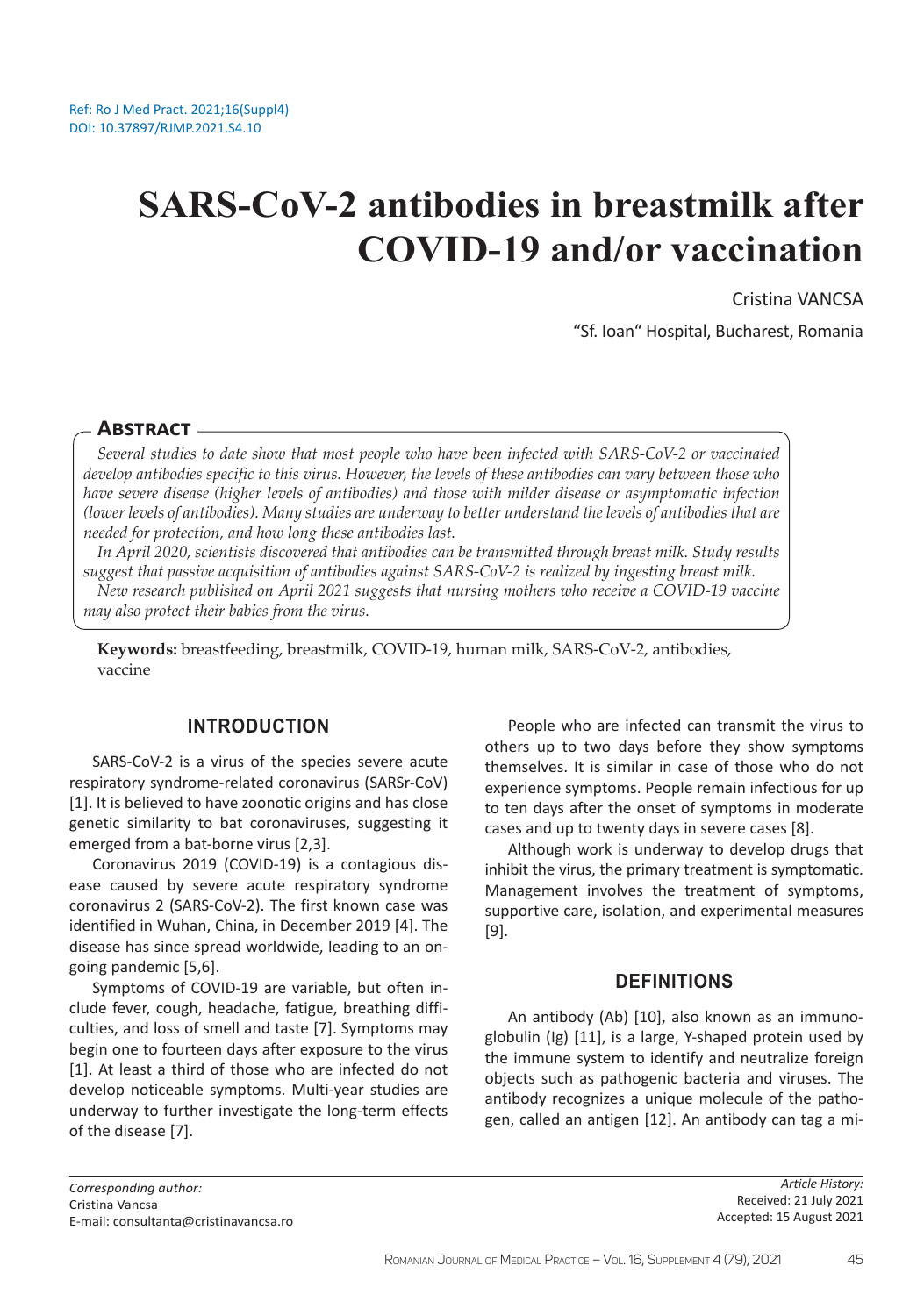Ref: Ro J Med Pract. 2021;16(Suppl4)
DOI: 10.37897/RJMP.2021.S4.10

# SARS-CoV-2 antibodies in breastmilk after COVID-19 and/or vaccination

Cristina VANCSA

"Sf. Ioan" Hospital, Bucharest, Romania

## Abstract

*Several studies to date show that most people who have been infected with SARS-CoV-2 or vaccinated develop antibodies specific to this virus. However, the levels of these antibodies can vary between those who have severe disease (higher levels of antibodies) and those with milder disease or asymptomatic infection (lower levels of antibodies). Many studies are underway to better understand the levels of antibodies that are needed for protection, and how long these antibodies last.*

*In April 2020, scientists discovered that antibodies can be transmitted through breast milk. Study results suggest that passive acquisition of antibodies against SARS-CoV-2 is realized by ingesting breast milk.*

*New research published on April 2021 suggests that nursing mothers who receive a COVID-19 vaccine may also protect their babies from the virus.*

**Keywords:** breastfeeding, breastmilk, COVID-19, human milk, SARS-CoV-2, antibodies, vaccine

## INTRODUCTION

SARS-CoV-2 is a virus of the species severe acute respiratory syndrome-related coronavirus (SARSr-CoV) [1]. It is believed to have zoonotic origins and has close genetic similarity to bat coronaviruses, suggesting it emerged from a bat-borne virus [2,3].

Coronavirus 2019 (COVID-19) is a contagious disease caused by severe acute respiratory syndrome coronavirus 2 (SARS-CoV-2). The first known case was identified in Wuhan, China, in December 2019 [4]. The disease has since spread worldwide, leading to an ongoing pandemic [5,6].

Symptoms of COVID-19 are variable, but often include fever, cough, headache, fatigue, breathing difficulties, and loss of smell and taste [7]. Symptoms may begin one to fourteen days after exposure to the virus [1]. At least a third of those who are infected do not develop noticeable symptoms. Multi-year studies are underway to further investigate the long-term effects of the disease [7].

People who are infected can transmit the virus to others up to two days before they show symptoms themselves. It is similar in case of those who do not experience symptoms. People remain infectious for up to ten days after the onset of symptoms in moderate cases and up to twenty days in severe cases [8].

Although work is underway to develop drugs that inhibit the virus, the primary treatment is symptomatic. Management involves the treatment of symptoms, supportive care, isolation, and experimental measures [9].

## DEFINITIONS

An antibody (Ab) [10], also known as an immunoglobulin (Ig) [11], is a large, Y-shaped protein used by the immune system to identify and neutralize foreign objects such as pathogenic bacteria and viruses. The antibody recognizes a unique molecule of the pathogen, called an antigen [12]. An antibody can tag a mi-

*Corresponding author:*
Cristina Vancsa
E-mail: consultanta@cristinavancsa.ro

*Article History:*
Received: 21 July 2021
Accepted: 15 August 2021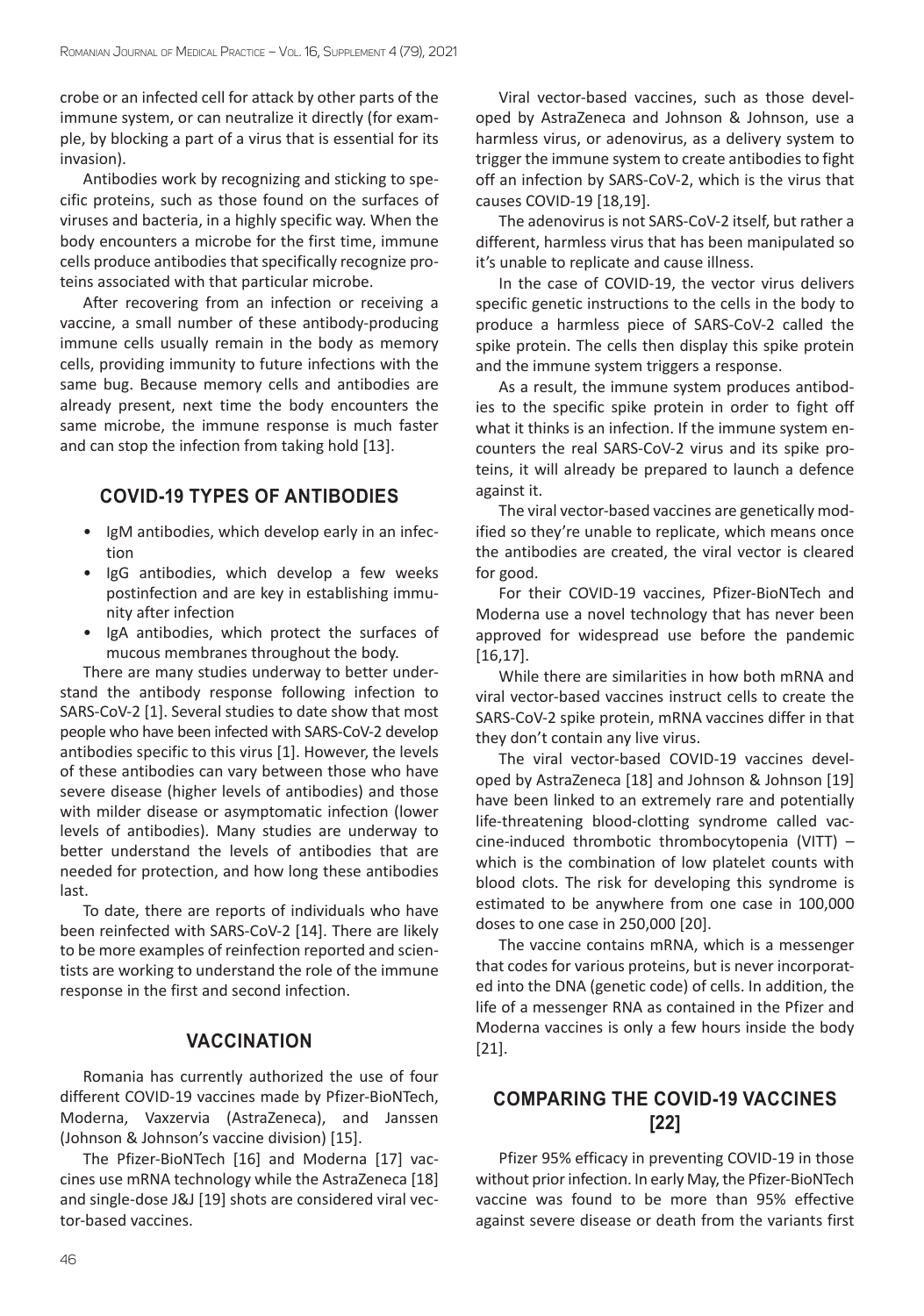crobe or an infected cell for attack by other parts of the immune system, or can neutralize it directly (for example, by blocking a part of a virus that is essential for its invasion).

Antibodies work by recognizing and sticking to specific proteins, such as those found on the surfaces of viruses and bacteria, in a highly specific way. When the body encounters a microbe for the first time, immune cells produce antibodies that specifically recognize proteins associated with that particular microbe.

After recovering from an infection or receiving a vaccine, a small number of these antibody-producing immune cells usually remain in the body as memory cells, providing immunity to future infections with the same bug. Because memory cells and antibodies are already present, next time the body encounters the same microbe, the immune response is much faster and can stop the infection from taking hold [13].

## COVID-19 TYPES OF ANTIBODIES

- IgM antibodies, which develop early in an infection
- IgG antibodies, which develop a few weeks postinfection and are key in establishing immunity after infection
- IgA antibodies, which protect the surfaces of mucous membranes throughout the body.

There are many studies underway to better understand the antibody response following infection to SARS-CoV-2 [1]. Several studies to date show that most people who have been infected with SARS-CoV-2 develop antibodies specific to this virus [1]. However, the levels of these antibodies can vary between those who have severe disease (higher levels of antibodies) and those with milder disease or asymptomatic infection (lower levels of antibodies). Many studies are underway to better understand the levels of antibodies that are needed for protection, and how long these antibodies last.

To date, there are reports of individuals who have been reinfected with SARS-CoV-2 [14]. There are likely to be more examples of reinfection reported and scientists are working to understand the role of the immune response in the first and second infection.

## VACCINATION

Romania has currently authorized the use of four different COVID-19 vaccines made by Pfizer-BioNTech, Moderna, Vaxzervia (AstraZeneca), and Janssen (Johnson & Johnson's vaccine division) [15].

The Pfizer-BioNTech [16] and Moderna [17] vaccines use mRNA technology while the AstraZeneca [18] and single-dose J&J [19] shots are considered viral vector-based vaccines.

Viral vector-based vaccines, such as those developed by AstraZeneca and Johnson & Johnson, use a harmless virus, or adenovirus, as a delivery system to trigger the immune system to create antibodies to fight off an infection by SARS-CoV-2, which is the virus that causes COVID-19 [18,19].

The adenovirus is not SARS-CoV-2 itself, but rather a different, harmless virus that has been manipulated so it's unable to replicate and cause illness.

In the case of COVID-19, the vector virus delivers specific genetic instructions to the cells in the body to produce a harmless piece of SARS-CoV-2 called the spike protein. The cells then display this spike protein and the immune system triggers a response.

As a result, the immune system produces antibodies to the specific spike protein in order to fight off what it thinks is an infection. If the immune system encounters the real SARS-CoV-2 virus and its spike proteins, it will already be prepared to launch a defence against it.

The viral vector-based vaccines are genetically modified so they're unable to replicate, which means once the antibodies are created, the viral vector is cleared for good.

For their COVID-19 vaccines, Pfizer-BioNTech and Moderna use a novel technology that has never been approved for widespread use before the pandemic [16,17].

While there are similarities in how both mRNA and viral vector-based vaccines instruct cells to create the SARS-CoV-2 spike protein, mRNA vaccines differ in that they don't contain any live virus.

The viral vector-based COVID-19 vaccines developed by AstraZeneca [18] and Johnson & Johnson [19] have been linked to an extremely rare and potentially life-threatening blood-clotting syndrome called vaccine-induced thrombotic thrombocytopenia (VITT) – which is the combination of low platelet counts with blood clots. The risk for developing this syndrome is estimated to be anywhere from one case in 100,000 doses to one case in 250,000 [20].

The vaccine contains mRNA, which is a messenger that codes for various proteins, but is never incorporated into the DNA (genetic code) of cells. In addition, the life of a messenger RNA as contained in the Pfizer and Moderna vaccines is only a few hours inside the body [21].

## COMPARING THE COVID-19 VACCINES [22]

Pfizer 95% efficacy in preventing COVID-19 in those without prior infection. In early May, the Pfizer-BioNTech vaccine was found to be more than 95% effective against severe disease or death from the variants first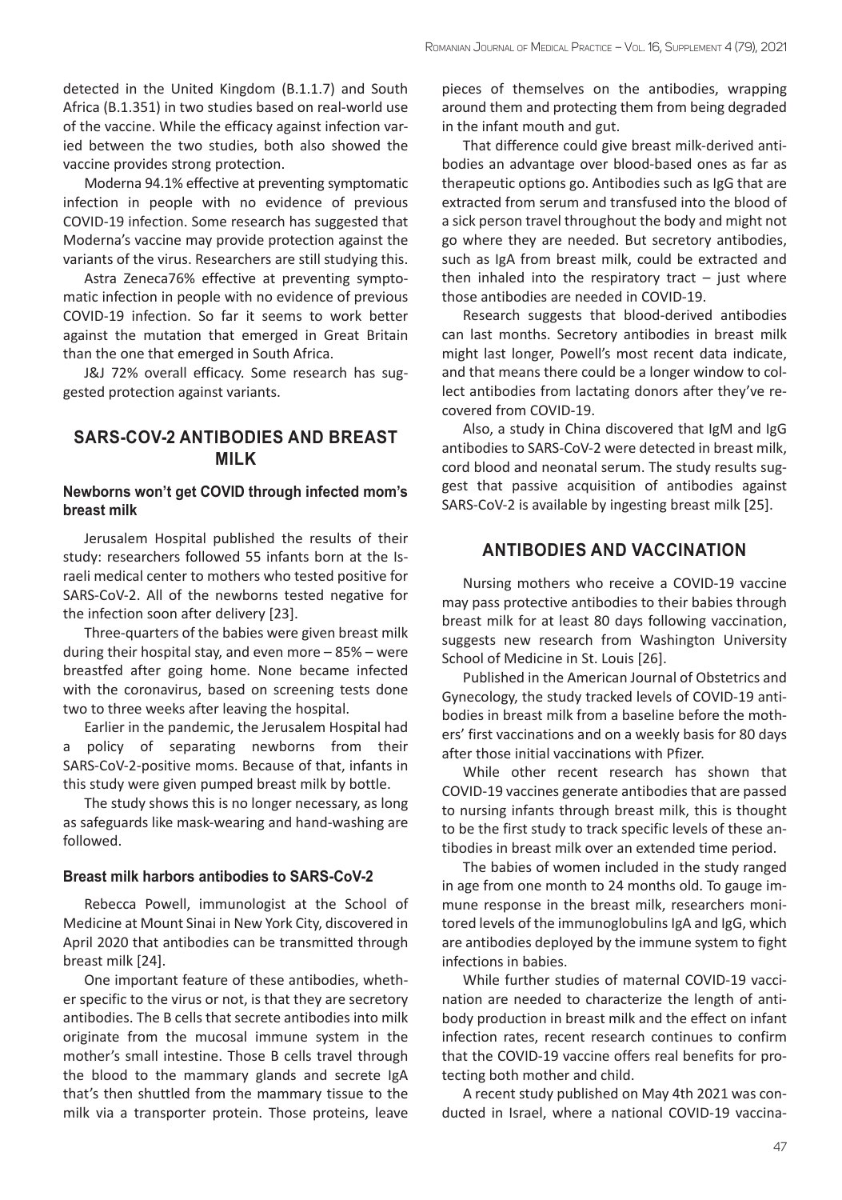detected in the United Kingdom (B.1.1.7) and South Africa (B.1.351) in two studies based on real-world use of the vaccine. While the efficacy against infection varied between the two studies, both also showed the vaccine provides strong protection.

Moderna 94.1% effective at preventing symptomatic infection in people with no evidence of previous COVID-19 infection. Some research has suggested that Moderna's vaccine may provide protection against the variants of the virus. Researchers are still studying this.

Astra Zeneca76% effective at preventing symptomatic infection in people with no evidence of previous COVID-19 infection. So far it seems to work better against the mutation that emerged in Great Britain than the one that emerged in South Africa.

J&J 72% overall efficacy. Some research has suggested protection against variants.

## SARS-COV-2 ANTIBODIES AND BREAST MILK

### Newborns won't get COVID through infected mom's breast milk

Jerusalem Hospital published the results of their study: researchers followed 55 infants born at the Israeli medical center to mothers who tested positive for SARS-CoV-2. All of the newborns tested negative for the infection soon after delivery [23].

Three-quarters of the babies were given breast milk during their hospital stay, and even more – 85% – were breastfed after going home. None became infected with the coronavirus, based on screening tests done two to three weeks after leaving the hospital.

Earlier in the pandemic, the Jerusalem Hospital had a policy of separating newborns from their SARS-CoV-2-positive moms. Because of that, infants in this study were given pumped breast milk by bottle.

The study shows this is no longer necessary, as long as safeguards like mask-wearing and hand-washing are followed.

### Breast milk harbors antibodies to SARS-CoV-2

Rebecca Powell, immunologist at the School of Medicine at Mount Sinai in New York City, discovered in April 2020 that antibodies can be transmitted through breast milk [24].

One important feature of these antibodies, whether specific to the virus or not, is that they are secretory antibodies. The B cells that secrete antibodies into milk originate from the mucosal immune system in the mother's small intestine. Those B cells travel through the blood to the mammary glands and secrete IgA that's then shuttled from the mammary tissue to the milk via a transporter protein. Those proteins, leave pieces of themselves on the antibodies, wrapping around them and protecting them from being degraded in the infant mouth and gut.

That difference could give breast milk-derived antibodies an advantage over blood-based ones as far as therapeutic options go. Antibodies such as IgG that are extracted from serum and transfused into the blood of a sick person travel throughout the body and might not go where they are needed. But secretory antibodies, such as IgA from breast milk, could be extracted and then inhaled into the respiratory tract – just where those antibodies are needed in COVID-19.

Research suggests that blood-derived antibodies can last months. Secretory antibodies in breast milk might last longer, Powell's most recent data indicate, and that means there could be a longer window to collect antibodies from lactating donors after they've recovered from COVID-19.

Also, a study in China discovered that IgM and IgG antibodies to SARS-CoV-2 were detected in breast milk, cord blood and neonatal serum. The study results suggest that passive acquisition of antibodies against SARS-CoV-2 is available by ingesting breast milk [25].

## ANTIBODIES AND VACCINATION

Nursing mothers who receive a COVID-19 vaccine may pass protective antibodies to their babies through breast milk for at least 80 days following vaccination, suggests new research from Washington University School of Medicine in St. Louis [26].

Published in the American Journal of Obstetrics and Gynecology, the study tracked levels of COVID-19 antibodies in breast milk from a baseline before the mothers' first vaccinations and on a weekly basis for 80 days after those initial vaccinations with Pfizer.

While other recent research has shown that COVID-19 vaccines generate antibodies that are passed to nursing infants through breast milk, this is thought to be the first study to track specific levels of these antibodies in breast milk over an extended time period.

The babies of women included in the study ranged in age from one month to 24 months old. To gauge immune response in the breast milk, researchers monitored levels of the immunoglobulins IgA and IgG, which are antibodies deployed by the immune system to fight infections in babies.

While further studies of maternal COVID-19 vaccination are needed to characterize the length of antibody production in breast milk and the effect on infant infection rates, recent research continues to confirm that the COVID-19 vaccine offers real benefits for protecting both mother and child.

A recent study published on May 4th 2021 was conducted in Israel, where a national COVID-19 vaccina-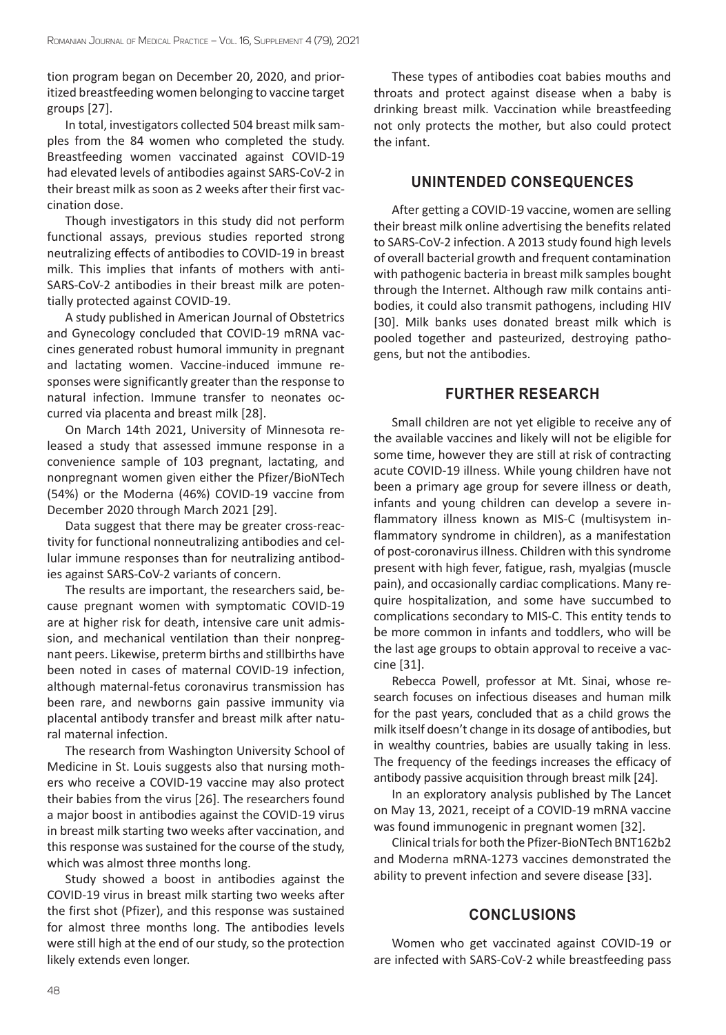tion program began on December 20, 2020, and prioritized breastfeeding women belonging to vaccine target groups [27].

In total, investigators collected 504 breast milk samples from the 84 women who completed the study. Breastfeeding women vaccinated against COVID-19 had elevated levels of antibodies against SARS-CoV-2 in their breast milk as soon as 2 weeks after their first vaccination dose.

Though investigators in this study did not perform functional assays, previous studies reported strong neutralizing effects of antibodies to COVID-19 in breast milk. This implies that infants of mothers with anti-SARS-CoV-2 antibodies in their breast milk are potentially protected against COVID-19.

A study published in American Journal of Obstetrics and Gynecology concluded that COVID-19 mRNA vaccines generated robust humoral immunity in pregnant and lactating women. Vaccine-induced immune responses were significantly greater than the response to natural infection. Immune transfer to neonates occurred via placenta and breast milk [28].

On March 14th 2021, University of Minnesota released a study that assessed immune response in a convenience sample of 103 pregnant, lactating, and nonpregnant women given either the Pfizer/BioNTech (54%) or the Moderna (46%) COVID-19 vaccine from December 2020 through March 2021 [29].

Data suggest that there may be greater cross-reactivity for functional nonneutralizing antibodies and cellular immune responses than for neutralizing antibodies against SARS-CoV-2 variants of concern.

The results are important, the researchers said, because pregnant women with symptomatic COVID-19 are at higher risk for death, intensive care unit admission, and mechanical ventilation than their nonpregnant peers. Likewise, preterm births and stillbirths have been noted in cases of maternal COVID-19 infection, although maternal-fetus coronavirus transmission has been rare, and newborns gain passive immunity via placental antibody transfer and breast milk after natural maternal infection.

The research from Washington University School of Medicine in St. Louis suggests also that nursing mothers who receive a COVID-19 vaccine may also protect their babies from the virus [26]. The researchers found a major boost in antibodies against the COVID-19 virus in breast milk starting two weeks after vaccination, and this response was sustained for the course of the study, which was almost three months long.

Study showed a boost in antibodies against the COVID-19 virus in breast milk starting two weeks after the first shot (Pfizer), and this response was sustained for almost three months long. The antibodies levels were still high at the end of our study, so the protection likely extends even longer.

These types of antibodies coat babies mouths and throats and protect against disease when a baby is drinking breast milk. Vaccination while breastfeeding not only protects the mother, but also could protect the infant.

## UNINTENDED CONSEQUENCES

After getting a COVID-19 vaccine, women are selling their breast milk online advertising the benefits related to SARS-CoV-2 infection. A 2013 study found high levels of overall bacterial growth and frequent contamination with pathogenic bacteria in breast milk samples bought through the Internet. Although raw milk contains antibodies, it could also transmit pathogens, including HIV [30]. Milk banks uses donated breast milk which is pooled together and pasteurized, destroying pathogens, but not the antibodies.

## FURTHER RESEARCH

Small children are not yet eligible to receive any of the available vaccines and likely will not be eligible for some time, however they are still at risk of contracting acute COVID-19 illness. While young children have not been a primary age group for severe illness or death, infants and young children can develop a severe inflammatory illness known as MIS-C (multisystem inflammatory syndrome in children), as a manifestation of post-coronavirus illness. Children with this syndrome present with high fever, fatigue, rash, myalgias (muscle pain), and occasionally cardiac complications. Many require hospitalization, and some have succumbed to complications secondary to MIS-C. This entity tends to be more common in infants and toddlers, who will be the last age groups to obtain approval to receive a vaccine [31].

Rebecca Powell, professor at Mt. Sinai, whose research focuses on infectious diseases and human milk for the past years, concluded that as a child grows the milk itself doesn't change in its dosage of antibodies, but in wealthy countries, babies are usually taking in less. The frequency of the feedings increases the efficacy of antibody passive acquisition through breast milk [24].

In an exploratory analysis published by The Lancet on May 13, 2021, receipt of a COVID-19 mRNA vaccine was found immunogenic in pregnant women [32].

Clinical trials for both the Pfizer-BioNTech BNT162b2 and Moderna mRNA-1273 vaccines demonstrated the ability to prevent infection and severe disease [33].

## CONCLUSIONS

Women who get vaccinated against COVID-19 or are infected with SARS-CoV-2 while breastfeeding pass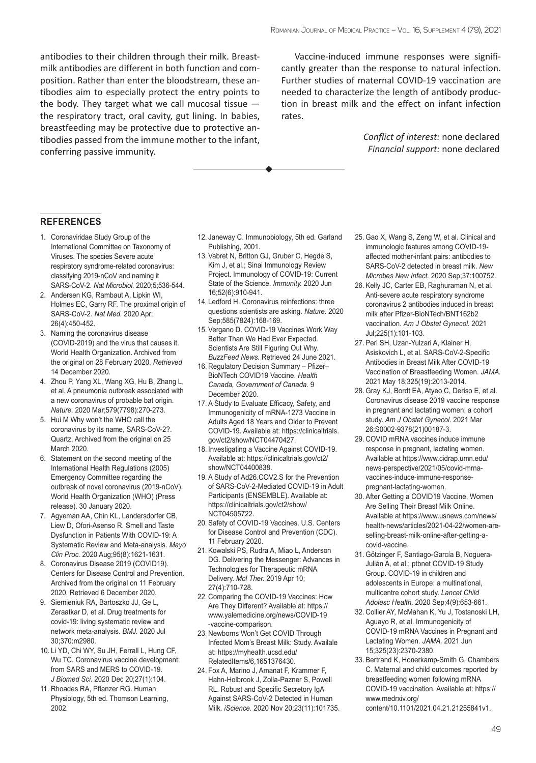antibodies to their children through their milk. Breastmilk antibodies are different in both function and composition. Rather than enter the bloodstream, these antibodies aim to especially protect the entry points to the body. They target what we call mucosal tissue — the respiratory tract, oral cavity, gut lining. In babies, breastfeeding may be protective due to protective antibodies passed from the immune mother to the infant, conferring passive immunity.

Vaccine-induced immune responses were significantly greater than the response to natural infection. Further studies of maternal COVID-19 vaccination are needed to characterize the length of antibody production in breast milk and the effect on infant infection rates.

*Conflict of interest:* none declared
*Financial support:* none declared

## REFERENCES

1. Coronaviridae Study Group of the International Committee on Taxonomy of Viruses. The species Severe acute respiratory syndrome-related coronavirus: classifying 2019-nCoV and naming it SARS-CoV-2. *Nat Microbiol.* 2020;5;536-544.
2. Andersen KG, Rambaut A, Lipkin WI, Holmes EC, Garry RF. The proximal origin of SARS-CoV-2. *Nat Med.* 2020 Apr; 26(4):450-452.
3. Naming the coronavirus disease (COVID-2019) and the virus that causes it. World Health Organization. Archived from the original on 28 February 2020. *Retrieved* 14 December 2020.
4. Zhou P, Yang XL, Wang XG, Hu B, Zhang L, et al. A pneumonia outbreak associated with a new coronavirus of probable bat origin. *Nature.* 2020 Mar;579(7798):270-273.
5. Hui M Why won't the WHO call the coronavirus by its name, SARS-CoV-2?. Quartz. Archived from the original on 25 March 2020.
6. Statement on the second meeting of the International Health Regulations (2005) Emergency Committee regarding the outbreak of novel coronavirus (2019-nCoV). World Health Organization (WHO) (Press release). 30 January 2020.
7. Agyeman AA, Chin KL, Landersdorfer CB, Liew D, Ofori-Asenso R. Smell and Taste Dysfunction in Patients With COVID-19: A Systematic Review and Meta-analysis. *Mayo Clin Proc.* 2020 Aug;95(8):1621-1631.
8. Coronavirus Disease 2019 (COVID19). Centers for Disease Control and Prevention. Archived from the original on 11 February 2020. Retrieved 6 December 2020.
9. Siemieniuk RA, Bartoszko JJ, Ge L, Zeraatkar D, et al. Drug treatments for covid-19: living systematic review and network meta-analysis. *BMJ.* 2020 Jul 30;370:m2980.
10. Li YD, Chi WY, Su JH, Ferrall L, Hung CF, Wu TC. Coronavirus vaccine development: from SARS and MERS to COVID-19. *J Biomed Sci.* 2020 Dec 20;27(1):104.
11. Rhoades RA, Pflanzer RG. Human Physiology, 5th ed. Thomson Learning, 2002.
12. Janeway C. Immunobiology, 5th ed. Garland Publishing, 2001.
13. Vabret N, Britton GJ, Gruber C, Hegde S, Kim J, et al.; Sinai Immunology Review Project. Immunology of COVID-19: Current State of the Science. *Immunity.* 2020 Jun 16;52(6):910-941.
14. Ledford H. Coronavirus reinfections: three questions scientists are asking. *Nature.* 2020 Sep;585(7824):168-169.
15. Vergano D. COVID-19 Vaccines Work Way Better Than We Had Ever Expected. Scientists Are Still Figuring Out Why. *BuzzFeed News.* Retrieved 24 June 2021.
16. Regulatory Decision Summary – Pfizer–BioNTech COVID19 Vaccine. *Health Canada, Government of Canada.* 9 December 2020.
17. A Study to Evaluate Efficacy, Safety, and Immunogenicity of mRNA-1273 Vaccine in Adults Aged 18 Years and Older to Prevent COVID-19. Available at: https://clinicaltrials.gov/ct2/show/NCT04470427.
18. Investigating a Vaccine Against COVID-19. Available at: https://clinicaltrials.gov/ct2/show/NCT04400838.
19. A Study of Ad26.COV2.S for the Prevention of SARS-CoV-2-Mediated COVID-19 in Adult Participants (ENSEMBLE). Available at: https://clinicaltrials.gov/ct2/show/NCT04505722.
20. Safety of COVID-19 Vaccines. U.S. Centers for Disease Control and Prevention (CDC). 11 February 2020.
21. Kowalski PS, Rudra A, Miao L, Anderson DG. Delivering the Messenger: Advances in Technologies for Therapeutic mRNA Delivery. *Mol Ther.* 2019 Apr 10; 27(4):710-728.
22. Comparing the COVID-19 Vaccines: How Are They Different? Available at: https://www.yalemedicine.org/news/COVID-19-vaccine-comparison.
23. Newborns Won't Get COVID Through Infected Mom's Breast Milk: Study. Availale at: https://myhealth.ucsd.edu/RelatedItems/6,1651376430.
24. Fox A, Marino J, Amanat F, Krammer F, Hahn-Holbrook J, Zolla-Pazner S, Powell RL. Robust and Specific Secretory IgA Against SARS-CoV-2 Detected in Human Milk. *iScience.* 2020 Nov 20;23(11):101735.
25. Gao X, Wang S, Zeng W, et al. Clinical and immunologic features among COVID-19-affected mother-infant pairs: antibodies to SARS-CoV-2 detected in breast milk. *New Microbes New Infect.* 2020 Sep;37:100752.
26. Kelly JC, Carter EB, Raghuraman N, et al. Anti-severe acute respiratory syndrome coronavirus 2 antibodies induced in breast milk after Pfizer-BioNTech/BNT162b2 vaccination. *Am J Obstet Gynecol.* 2021 Jul;225(1):101-103.
27. Perl SH, Uzan-Yulzari A, Klainer H, Asiskovich L, et al. SARS-CoV-2-Specific Antibodies in Breast Milk After COVID-19 Vaccination of Breastfeeding Women. *JAMA.* 2021 May 18;325(19):2013-2014.
28. Gray KJ, Bordt EA, Atyeo C, Deriso E, et al. Coronavirus disease 2019 vaccine response in pregnant and lactating women: a cohort study. *Am J Obstet Gynecol.* 2021 Mar 26:S0002-9378(21)00187-3.
29. COVID mRNA vaccines induce immune response in pregnant, lactating women. Available at https://www.cidrap.umn.edu/news-perspective/2021/05/covid-mrna-vaccines-induce-immune-response-pregnant-lactating-women.
30. After Getting a COVID19 Vaccine, Women Are Selling Their Breast Milk Online. Available at https://www.usnews.com/news/health-news/articles/2021-04-22/women-are-selling-breast-milk-online-after-getting-a-covid-vaccine.
31. Götzinger F, Santiago-García B, Noguera-Julián A, et al.; ptbnet COVID-19 Study Group. COVID-19 in children and adolescents in Europe: a multinational, multicentre cohort study. *Lancet Child Adolesc Health.* 2020 Sep;4(9):653-661.
32. Collier AY, McMahan K, Yu J, Tostanoski LH, Aguayo R, et al. Immunogenicity of COVID-19 mRNA Vaccines in Pregnant and Lactating Women. *JAMA.* 2021 Jun 15;325(23):2370-2380.
33. Bertrand K, Honerkamp-Smith G, Chambers C. Maternal and child outcomes reported by breastfeeding women following mRNA COVID-19 vaccination. Available at: https://www.medrxiv.org/content/10.1101/2021.04.21.21255841v1.